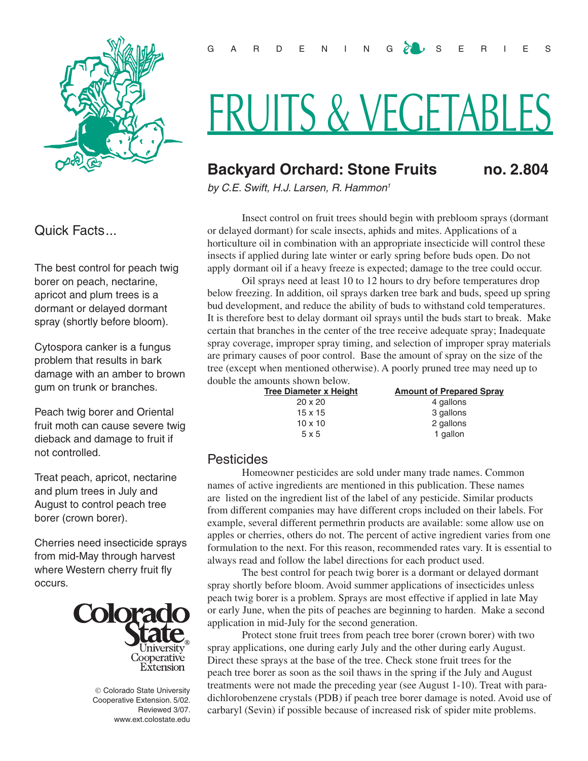G A R D E N I N G S E R I E S

# FRUITS & VEGETABLES

## Backyard Orchard: Stone Fruits no. 2.804

*by C.E. Swift, H.J. Larsen, R. Hammon[1]*

### Quick Facts...

The best control for peach twig borer on peach, nectarine, apricot and plum trees is a dormant or delayed dormant spray (shortly before bloom).

Cytospora canker is a fungus problem that results in bark damage with an amber to brown gum on trunk or branches.

Peach twig borer and Oriental fruit moth can cause severe twig dieback and damage to fruit if not controlled.

Treat peach, apricot, nectarine and plum trees in July and August to control peach tree borer (crown borer).

Cherries need insecticide sprays from mid-May through harvest where Western cherry fruit fly occurs.

Colorado State University Cooperative Extension

© Colorado State University Cooperative Extension. 5/02. Reviewed 3/07. www.ext.colostate.edu

Insect control on fruit trees should begin with prebloom sprays (dormant or delayed dormant) for scale insects, aphids and mites. Applications of a horticulture oil in combination with an appropriate insecticide will control these insects if applied during late winter or early spring before buds open. Do not apply dormant oil if a heavy freeze is expected; damage to the tree could occur.

Oil sprays need at least 10 to 12 hours to dry before temperatures drop below freezing. In addition, oil sprays darken tree bark and buds, speed up spring bud development, and reduce the ability of buds to withstand cold temperatures. It is therefore best to delay dormant oil sprays until the buds start to break. Make certain that branches in the center of the tree receive adequate spray; Inadequate spray coverage, improper spray timing, and selection of improper spray materials are primary causes of poor control. Base the amount of spray on the size of the tree (except when mentioned otherwise). A poorly pruned tree may need up to double the amounts shown below.

| Tree Diameter x Height | Amount of Prepared Spray |
|---|---|
| 20 x 20 | 4 gallons |
| 15 x 15 | 3 gallons |
| 10 x 10 | 2 gallons |
| 5 x 5 | 1 gallon |

### Pesticides

Homeowner pesticides are sold under many trade names. Common names of active ingredients are mentioned in this publication. These names are listed on the ingredient list of the label of any pesticide. Similar products from different companies may have different crops included on their labels. For example, several different permethrin products are available: some allow use on apples or cherries, others do not. The percent of active ingredient varies from one formulation to the next. For this reason, recommended rates vary. It is essential to always read and follow the label directions for each product used.

The best control for peach twig borer is a dormant or delayed dormant spray shortly before bloom. Avoid summer applications of insecticides unless peach twig borer is a problem. Sprays are most effective if applied in late May or early June, when the pits of peaches are beginning to harden. Make a second application in mid-July for the second generation.

Protect stone fruit trees from peach tree borer (crown borer) with two spray applications, one during early July and the other during early August. Direct these sprays at the base of the tree. Check stone fruit trees for the peach tree borer as soon as the soil thaws in the spring if the July and August treatments were not made the preceding year (see August 1-10). Treat with para-dichlorobenzene crystals (PDB) if peach tree borer damage is noted. Avoid use of carbaryl (Sevin) if possible because of increased risk of spider mite problems.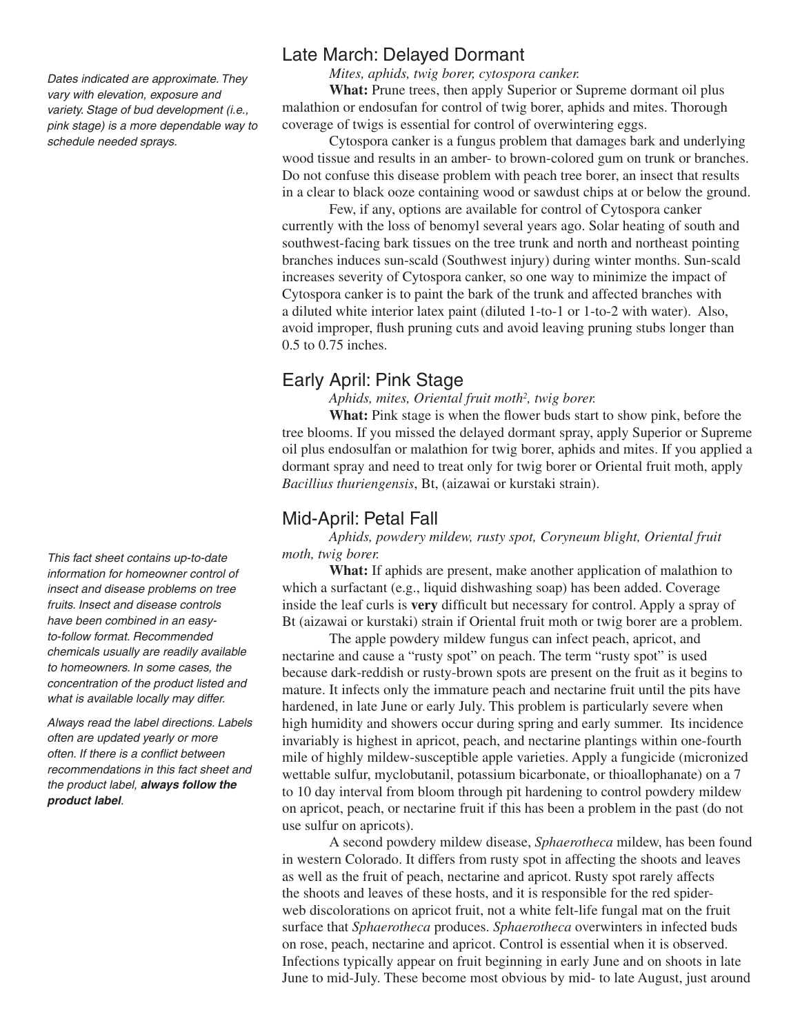*Dates indicated are approximate. They vary with elevation, exposure and variety. Stage of bud development (i.e., pink stage) is a more dependable way to schedule needed sprays.*

## Late March: Delayed Dormant

*Mites, aphids, twig borer, cytospora canker.*

**What:** Prune trees, then apply Superior or Supreme dormant oil plus malathion or endosufan for control of twig borer, aphids and mites. Thorough coverage of twigs is essential for control of overwintering eggs.

Cytospora canker is a fungus problem that damages bark and underlying wood tissue and results in an amber- to brown-colored gum on trunk or branches. Do not confuse this disease problem with peach tree borer, an insect that results in a clear to black ooze containing wood or sawdust chips at or below the ground.

Few, if any, options are available for control of Cytospora canker currently with the loss of benomyl several years ago. Solar heating of south and southwest-facing bark tissues on the tree trunk and north and northeast pointing branches induces sun-scald (Southwest injury) during winter months. Sun-scald increases severity of Cytospora canker, so one way to minimize the impact of Cytospora canker is to paint the bark of the trunk and affected branches with a diluted white interior latex paint (diluted 1-to-1 or 1-to-2 with water). Also, avoid improper, flush pruning cuts and avoid leaving pruning stubs longer than 0.5 to 0.75 inches.

## Early April: Pink Stage

*Aphids, mites, Oriental fruit moth[2], twig borer.*

**What:** Pink stage is when the flower buds start to show pink, before the tree blooms. If you missed the delayed dormant spray, apply Superior or Supreme oil plus endosulfan or malathion for twig borer, aphids and mites. If you applied a dormant spray and need to treat only for twig borer or Oriental fruit moth, apply *Bacillius thuriengensis*, Bt, (aizawai or kurstaki strain).

## Mid-April: Petal Fall

*Aphids, powdery mildew, rusty spot, Coryneum blight, Oriental fruit moth, twig borer.*

**What:** If aphids are present, make another application of malathion to which a surfactant (e.g., liquid dishwashing soap) has been added. Coverage inside the leaf curls is **very** difficult but necessary for control. Apply a spray of Bt (aizawai or kurstaki) strain if Oriental fruit moth or twig borer are a problem.

The apple powdery mildew fungus can infect peach, apricot, and nectarine and cause a "rusty spot" on peach. The term "rusty spot" is used because dark-reddish or rusty-brown spots are present on the fruit as it begins to mature. It infects only the immature peach and nectarine fruit until the pits have hardened, in late June or early July. This problem is particularly severe when high humidity and showers occur during spring and early summer. Its incidence invariably is highest in apricot, peach, and nectarine plantings within one-fourth mile of highly mildew-susceptible apple varieties. Apply a fungicide (micronized wettable sulfur, myclobutanil, potassium bicarbonate, or thioallophanate) on a 7 to 10 day interval from bloom through pit hardening to control powdery mildew on apricot, peach, or nectarine fruit if this has been a problem in the past (do not use sulfur on apricots).

*This fact sheet contains up-to-date information for homeowner control of insect and disease problems on tree fruits. Insect and disease controls have been combined in an easy-to-follow format. Recommended chemicals usually are readily available to homeowners. In some cases, the concentration of the product listed and what is available locally may differ.*

*Always read the label directions. Labels often are updated yearly or more often. If there is a conflict between recommendations in this fact sheet and the product label,* ***always follow the product label****.*

A second powdery mildew disease, *Sphaerotheca* mildew, has been found in western Colorado. It differs from rusty spot in affecting the shoots and leaves as well as the fruit of peach, nectarine and apricot. Rusty spot rarely affects the shoots and leaves of these hosts, and it is responsible for the red spider-web discolorations on apricot fruit, not a white felt-life fungal mat on the fruit surface that *Sphaerotheca* produces. *Sphaerotheca* overwinters in infected buds on rose, peach, nectarine and apricot. Control is essential when it is observed. Infections typically appear on fruit beginning in early June and on shoots in late June to mid-July. These become most obvious by mid- to late August, just around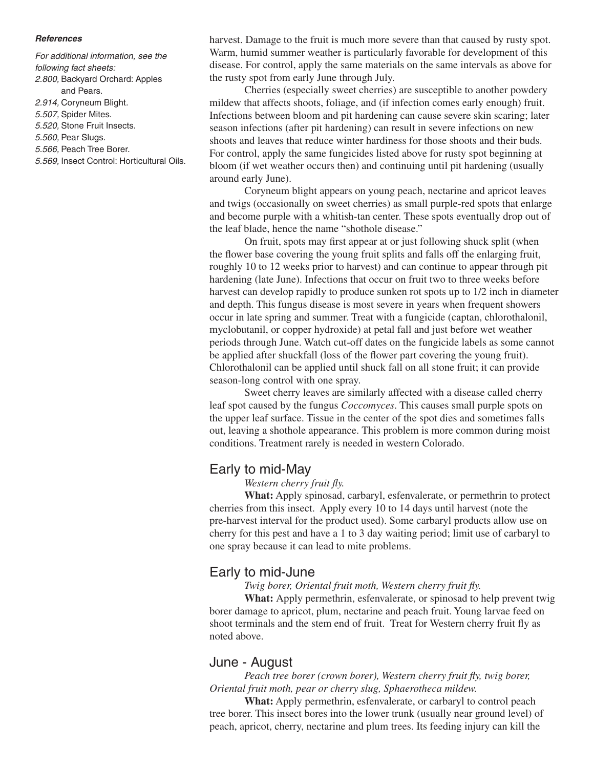***References***

*For additional information, see the following fact sheets:*

*2.800,* Backyard Orchard: Apples and Pears.
*2.914,* Coryneum Blight.
*5.507,* Spider Mites.
*5.520,* Stone Fruit Insects.
*5.560,* Pear Slugs.
*5.566,* Peach Tree Borer.
*5.569,* Insect Control: Horticultural Oils.

harvest. Damage to the fruit is much more severe than that caused by rusty spot. Warm, humid summer weather is particularly favorable for development of this disease. For control, apply the same materials on the same intervals as above for the rusty spot from early June through July.

Cherries (especially sweet cherries) are susceptible to another powdery mildew that affects shoots, foliage, and (if infection comes early enough) fruit. Infections between bloom and pit hardening can cause severe skin scaring; later season infections (after pit hardening) can result in severe infections on new shoots and leaves that reduce winter hardiness for those shoots and their buds. For control, apply the same fungicides listed above for rusty spot beginning at bloom (if wet weather occurs then) and continuing until pit hardening (usually around early June).

Coryneum blight appears on young peach, nectarine and apricot leaves and twigs (occasionally on sweet cherries) as small purple-red spots that enlarge and become purple with a whitish-tan center. These spots eventually drop out of the leaf blade, hence the name "shothole disease."

On fruit, spots may first appear at or just following shuck split (when the flower base covering the young fruit splits and falls off the enlarging fruit, roughly 10 to 12 weeks prior to harvest) and can continue to appear through pit hardening (late June). Infections that occur on fruit two to three weeks before harvest can develop rapidly to produce sunken rot spots up to 1/2 inch in diameter and depth. This fungus disease is most severe in years when frequent showers occur in late spring and summer. Treat with a fungicide (captan, chlorothalonil, myclobutanil, or copper hydroxide) at petal fall and just before wet weather periods through June. Watch cut-off dates on the fungicide labels as some cannot be applied after shuckfall (loss of the flower part covering the young fruit). Chlorothalonil can be applied until shuck fall on all stone fruit; it can provide season-long control with one spray.

Sweet cherry leaves are similarly affected with a disease called cherry leaf spot caused by the fungus *Coccomyces*. This causes small purple spots on the upper leaf surface. Tissue in the center of the spot dies and sometimes falls out, leaving a shothole appearance. This problem is more common during moist conditions. Treatment rarely is needed in western Colorado.

## Early to mid-May

*Western cherry fruit fly.*

**What:** Apply spinosad, carbaryl, esfenvalerate, or permethrin to protect cherries from this insect. Apply every 10 to 14 days until harvest (note the pre-harvest interval for the product used). Some carbaryl products allow use on cherry for this pest and have a 1 to 3 day waiting period; limit use of carbaryl to one spray because it can lead to mite problems.

## Early to mid-June

*Twig borer, Oriental fruit moth, Western cherry fruit fly.*

**What:** Apply permethrin, esfenvalerate, or spinosad to help prevent twig borer damage to apricot, plum, nectarine and peach fruit. Young larvae feed on shoot terminals and the stem end of fruit. Treat for Western cherry fruit fly as noted above.

## June - August

*Peach tree borer (crown borer), Western cherry fruit fly, twig borer, Oriental fruit moth, pear or cherry slug, Sphaerotheca mildew.*

**What:** Apply permethrin, esfenvalerate, or carbaryl to control peach tree borer. This insect bores into the lower trunk (usually near ground level) of peach, apricot, cherry, nectarine and plum trees. Its feeding injury can kill the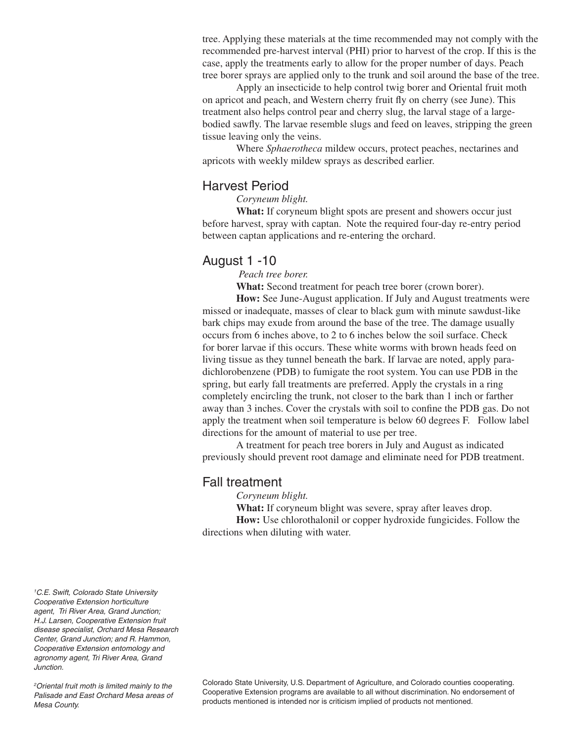tree. Applying these materials at the time recommended may not comply with the recommended pre-harvest interval (PHI) prior to harvest of the crop. If this is the case, apply the treatments early to allow for the proper number of days. Peach tree borer sprays are applied only to the trunk and soil around the base of the tree.

Apply an insecticide to help control twig borer and Oriental fruit moth on apricot and peach, and Western cherry fruit fly on cherry (see June). This treatment also helps control pear and cherry slug, the larval stage of a large-bodied sawfly. The larvae resemble slugs and feed on leaves, stripping the green tissue leaving only the veins.

Where *Sphaerotheca* mildew occurs, protect peaches, nectarines and apricots with weekly mildew sprays as described earlier.

## Harvest Period

*Coryneum blight.*

**What:** If coryneum blight spots are present and showers occur just before harvest, spray with captan. Note the required four-day re-entry period between captan applications and re-entering the orchard.

## August 1 -10

*Peach tree borer.*

**What:** Second treatment for peach tree borer (crown borer).

**How:** See June-August application. If July and August treatments were missed or inadequate, masses of clear to black gum with minute sawdust-like bark chips may exude from around the base of the tree. The damage usually occurs from 6 inches above, to 2 to 6 inches below the soil surface. Check for borer larvae if this occurs. These white worms with brown heads feed on living tissue as they tunnel beneath the bark. If larvae are noted, apply para-dichlorobenzene (PDB) to fumigate the root system. You can use PDB in the spring, but early fall treatments are preferred. Apply the crystals in a ring completely encircling the trunk, not closer to the bark than 1 inch or farther away than 3 inches. Cover the crystals with soil to confine the PDB gas. Do not apply the treatment when soil temperature is below 60 degrees F. Follow label directions for the amount of material to use per tree.

A treatment for peach tree borers in July and August as indicated previously should prevent root damage and eliminate need for PDB treatment.

## Fall treatment

*Coryneum blight.*

**What:** If coryneum blight was severe, spray after leaves drop.

**How:** Use chlorothalonil or copper hydroxide fungicides. Follow the directions when diluting with water.

*[1]C.E. Swift, Colorado State University Cooperative Extension horticulture agent, Tri River Area, Grand Junction; H.J. Larsen, Cooperative Extension fruit disease specialist, Orchard Mesa Research Center, Grand Junction; and R. Hammon, Cooperative Extension entomology and agronomy agent, Tri River Area, Grand Junction.*

*[2]Oriental fruit moth is limited mainly to the Palisade and East Orchard Mesa areas of Mesa County.*

Colorado State University, U.S. Department of Agriculture, and Colorado counties cooperating. Cooperative Extension programs are available to all without discrimination. No endorsement of products mentioned is intended nor is criticism implied of products not mentioned.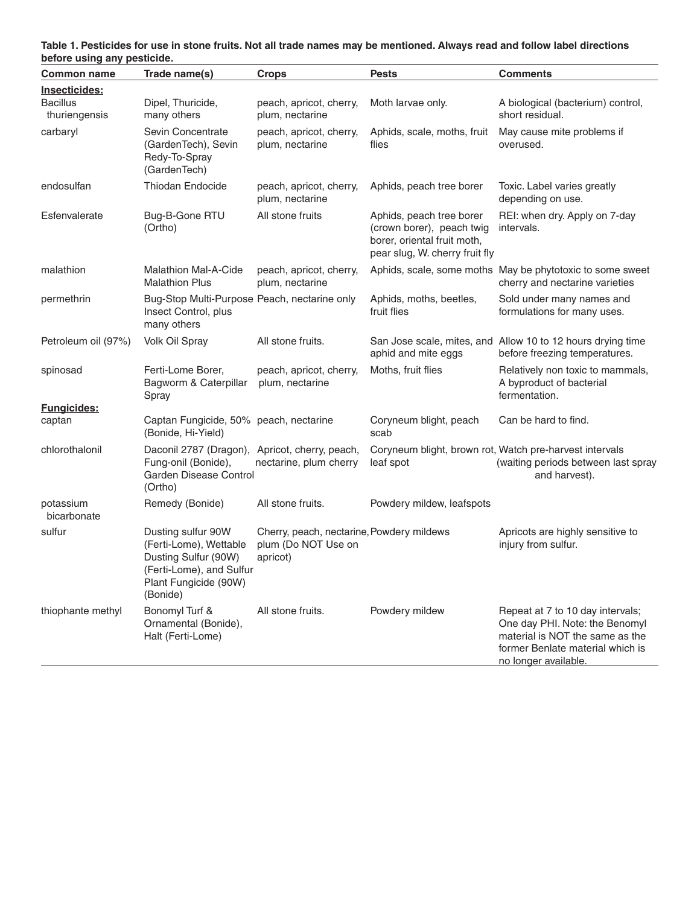**Table 1. Pesticides for use in stone fruits. Not all trade names may be mentioned. Always read and follow label directions before using any pesticide.**

| Common name | Trade name(s) | Crops | Pests | Comments |
|---|---|---|---|---|
| **Insecticides:** | | | | |
| Bacillus thuriengensis | Dipel, Thuricide, many others | peach, apricot, cherry, plum, nectarine | Moth larvae only. | A biological (bacterium) control, short residual. |
| carbaryl | Sevin Concentrate (GardenTech), Sevin Redy-To-Spray (GardenTech) | peach, apricot, cherry, plum, nectarine | Aphids, scale, moths, fruit flies | May cause mite problems if overused. |
| endosulfan | Thiodan Endocide | peach, apricot, cherry, plum, nectarine | Aphids, peach tree borer | Toxic. Label varies greatly depending on use. |
| Esfenvalerate | Bug-B-Gone RTU (Ortho) | All stone fruits | Aphids, peach tree borer (crown borer), peach twig borer, oriental fruit moth, pear slug, W. cherry fruit fly | REI: when dry. Apply on 7-day intervals. |
| malathion | Malathion Mal-A-Cide Malathion Plus | peach, apricot, cherry, plum, nectarine | Aphids, scale, some moths | May be phytotoxic to some sweet cherry and nectarine varieties |
| permethrin | Bug-Stop Multi-Purpose Insect Control, plus many others | Peach, nectarine only | Aphids, moths, beetles, fruit flies | Sold under many names and formulations for many uses. |
| Petroleum oil (97%) | Volk Oil Spray | All stone fruits. | San Jose scale, mites, and aphid and mite eggs | Allow 10 to 12 hours drying time before freezing temperatures. |
| spinosad | Ferti-Lome Borer, Bagworm & Caterpillar Spray | peach, apricot, cherry, plum, nectarine | Moths, fruit flies | Relatively non toxic to mammals, A byproduct of bacterial fermentation. |
| **Fungicides:** | | | | |
| captan | Captan Fungicide, 50% (Bonide, Hi-Yield) | peach, nectarine | Coryneum blight, peach scab | Can be hard to find. |
| chlorothalonil | Daconil 2787 (Dragon), Fung-onil (Bonide), Garden Disease Control (Ortho) | Apricot, cherry, peach, nectarine, plum cherry | Coryneum blight, brown rot, leaf spot | Watch pre-harvest intervals (waiting periods between last spray and harvest). |
| potassium bicarbonate | Remedy (Bonide) | All stone fruits. | Powdery mildew, leafspots | |
| sulfur | Dusting sulfur 90W (Ferti-Lome), Wettable Dusting Sulfur (90W) (Ferti-Lome), and Sulfur Plant Fungicide (90W) (Bonide) | Cherry, peach, nectarine, plum (Do NOT Use on apricot) | Powdery mildews | Apricots are highly sensitive to injury from sulfur. |
| thiophante methyl | Bonomyl Turf & Ornamental (Bonide), Halt (Ferti-Lome) | All stone fruits. | Powdery mildew | Repeat at 7 to 10 day intervals; One day PHI. Note: the Benomyl material is NOT the same as the former Benlate material which is no longer available. |